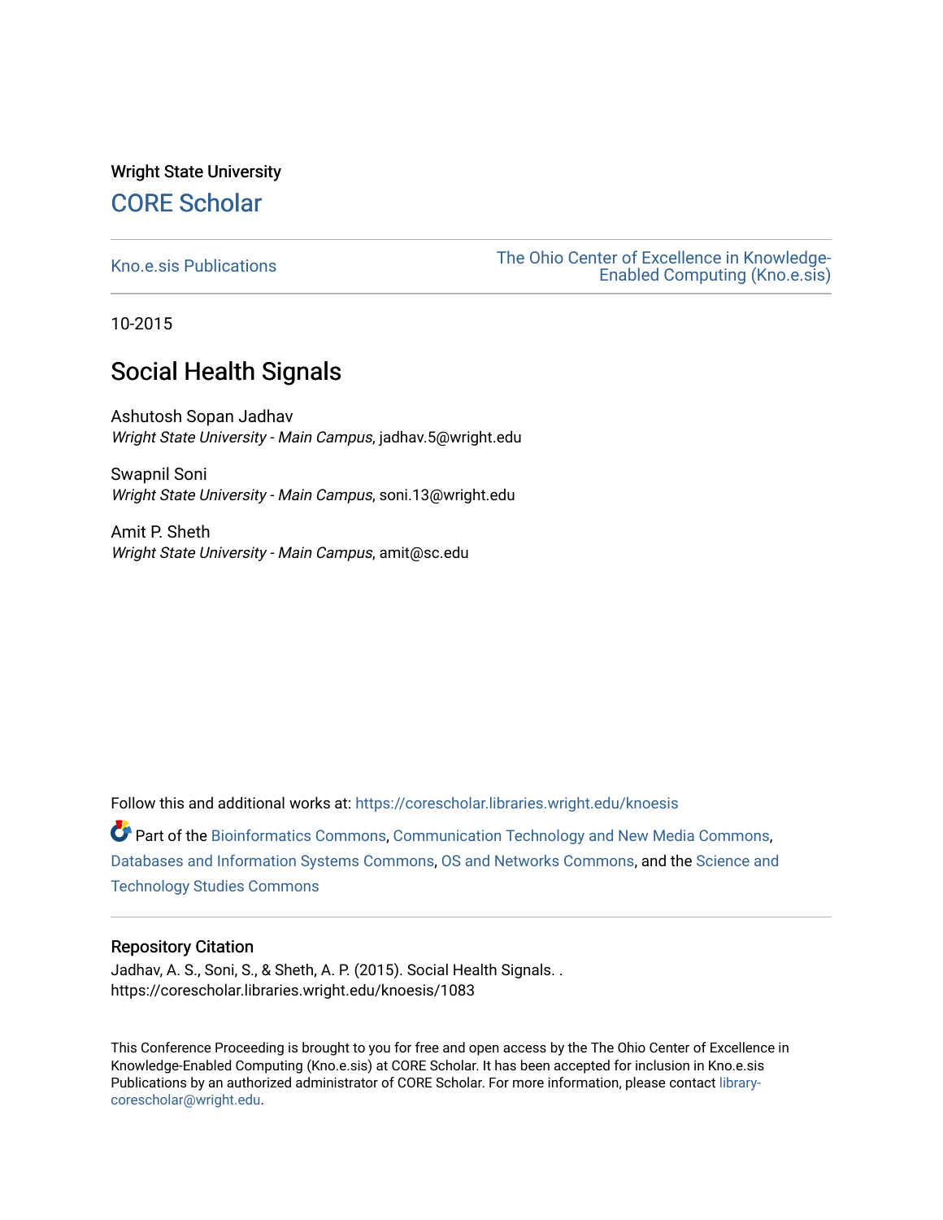Wright State University

# CORE Scholar

Kno.e.sis Publications

The Ohio Center of Excellence in Knowledge-Enabled Computing (Kno.e.sis)

10-2015

## Social Health Signals

Ashutosh Sopan Jadhav
*Wright State University - Main Campus*, jadhav.5@wright.edu

Swapnil Soni
*Wright State University - Main Campus*, soni.13@wright.edu

Amit P. Sheth
*Wright State University - Main Campus*, amit@sc.edu

Follow this and additional works at: https://corescholar.libraries.wright.edu/knoesis

Part of the Bioinformatics Commons, Communication Technology and New Media Commons, Databases and Information Systems Commons, OS and Networks Commons, and the Science and Technology Studies Commons

### Repository Citation

Jadhav, A. S., Soni, S., & Sheth, A. P. (2015). Social Health Signals. .
https://corescholar.libraries.wright.edu/knoesis/1083

This Conference Proceeding is brought to you for free and open access by the The Ohio Center of Excellence in Knowledge-Enabled Computing (Kno.e.sis) at CORE Scholar. It has been accepted for inclusion in Kno.e.sis Publications by an authorized administrator of CORE Scholar. For more information, please contact library-corescholar@wright.edu.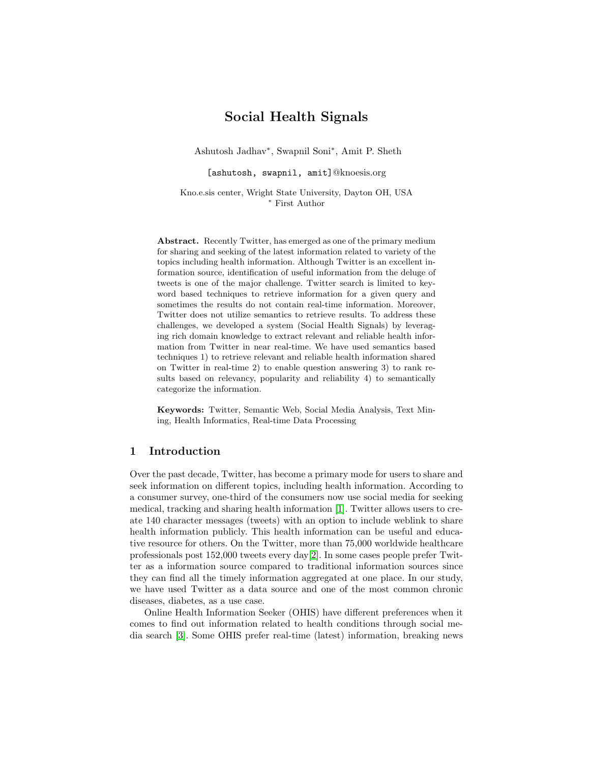# Social Health Signals

Ashutosh Jadhav*, Swapnil Soni*, Amit P. Sheth

[ashutosh, swapnil, amit]@knoesis.org

Kno.e.sis center, Wright State University, Dayton OH, USA
* First Author

**Abstract.** Recently Twitter, has emerged as one of the primary medium for sharing and seeking of the latest information related to variety of the topics including health information. Although Twitter is an excellent information source, identification of useful information from the deluge of tweets is one of the major challenge. Twitter search is limited to keyword based techniques to retrieve information for a given query and sometimes the results do not contain real-time information. Moreover, Twitter does not utilize semantics to retrieve results. To address these challenges, we developed a system (Social Health Signals) by leveraging rich domain knowledge to extract relevant and reliable health information from Twitter in near real-time. We have used semantics based techniques 1) to retrieve relevant and reliable health information shared on Twitter in real-time 2) to enable question answering 3) to rank results based on relevancy, popularity and reliability 4) to semantically categorize the information.

**Keywords:** Twitter, Semantic Web, Social Media Analysis, Text Mining, Health Informatics, Real-time Data Processing

## 1 Introduction

Over the past decade, Twitter, has become a primary mode for users to share and seek information on different topics, including health information. According to a consumer survey, one-third of the consumers now use social media for seeking medical, tracking and sharing health information [1]. Twitter allows users to create 140 character messages (tweets) with an option to include weblink to share health information publicly. This health information can be useful and educative resource for others. On the Twitter, more than 75,000 worldwide healthcare professionals post 152,000 tweets every day[2]. In some cases people prefer Twitter as a information source compared to traditional information sources since they can find all the timely information aggregated at one place. In our study, we have used Twitter as a data source and one of the most common chronic diseases, diabetes, as a use case.

Online Health Information Seeker (OHIS) have different preferences when it comes to find out information related to health conditions through social media search [3]. Some OHIS prefer real-time (latest) information, breaking news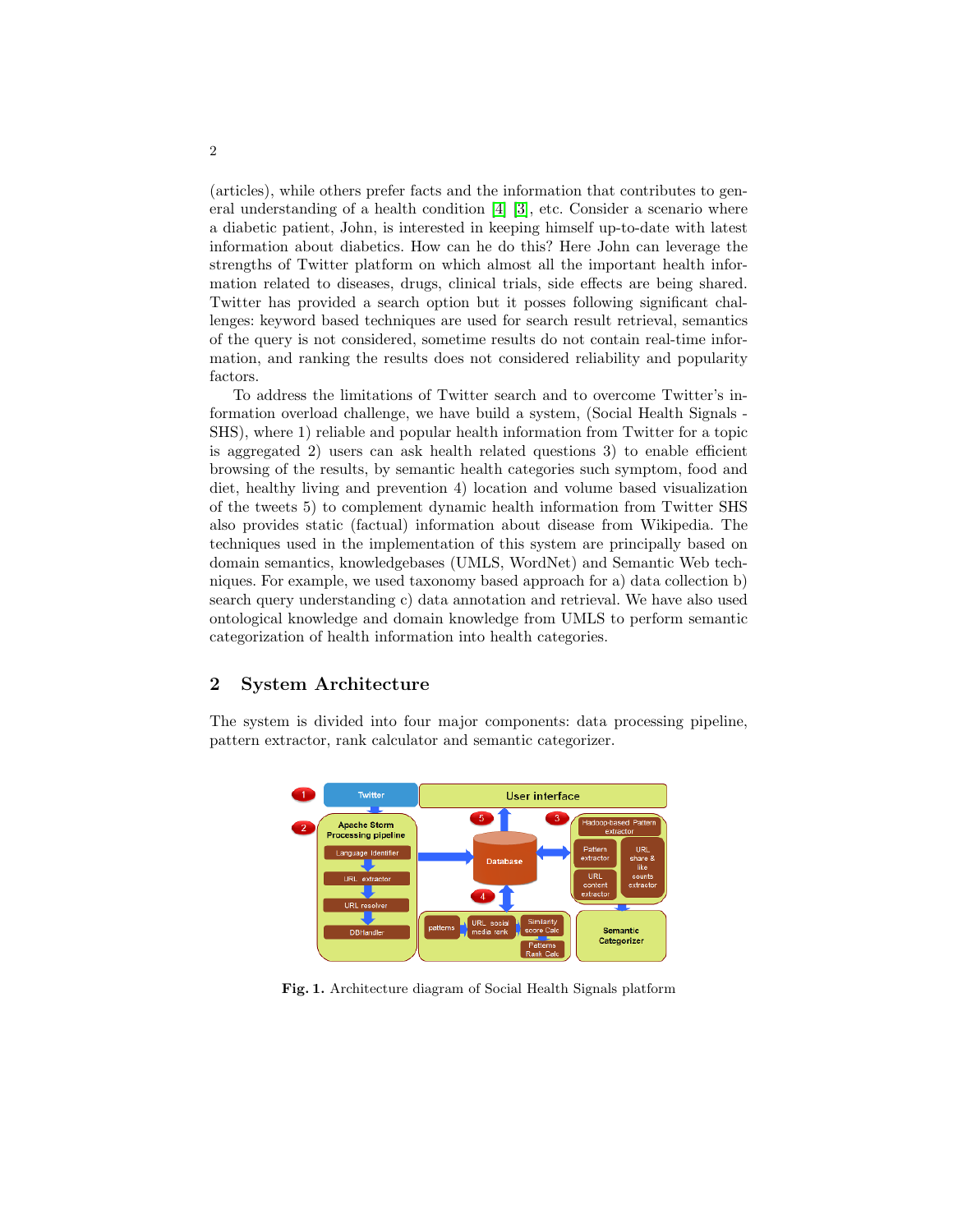(articles), while others prefer facts and the information that contributes to general understanding of a health condition [4] [3], etc. Consider a scenario where a diabetic patient, John, is interested in keeping himself up-to-date with latest information about diabetics. How can he do this? Here John can leverage the strengths of Twitter platform on which almost all the important health information related to diseases, drugs, clinical trials, side effects are being shared. Twitter has provided a search option but it posses following significant challenges: keyword based techniques are used for search result retrieval, semantics of the query is not considered, sometime results do not contain real-time information, and ranking the results does not considered reliability and popularity factors.

To address the limitations of Twitter search and to overcome Twitter's information overload challenge, we have build a system, (Social Health Signals - SHS), where 1) reliable and popular health information from Twitter for a topic is aggregated 2) users can ask health related questions 3) to enable efficient browsing of the results, by semantic health categories such symptom, food and diet, healthy living and prevention 4) location and volume based visualization of the tweets 5) to complement dynamic health information from Twitter SHS also provides static (factual) information about disease from Wikipedia. The techniques used in the implementation of this system are principally based on domain semantics, knowledgebases (UMLS, WordNet) and Semantic Web techniques. For example, we used taxonomy based approach for a) data collection b) search query understanding c) data annotation and retrieval. We have also used ontological knowledge and domain knowledge from UMLS to perform semantic categorization of health information into health categories.

## 2 System Architecture

The system is divided into four major components: data processing pipeline, pattern extractor, rank calculator and semantic categorizer.

**Fig. 1.** Architecture diagram of Social Health Signals platform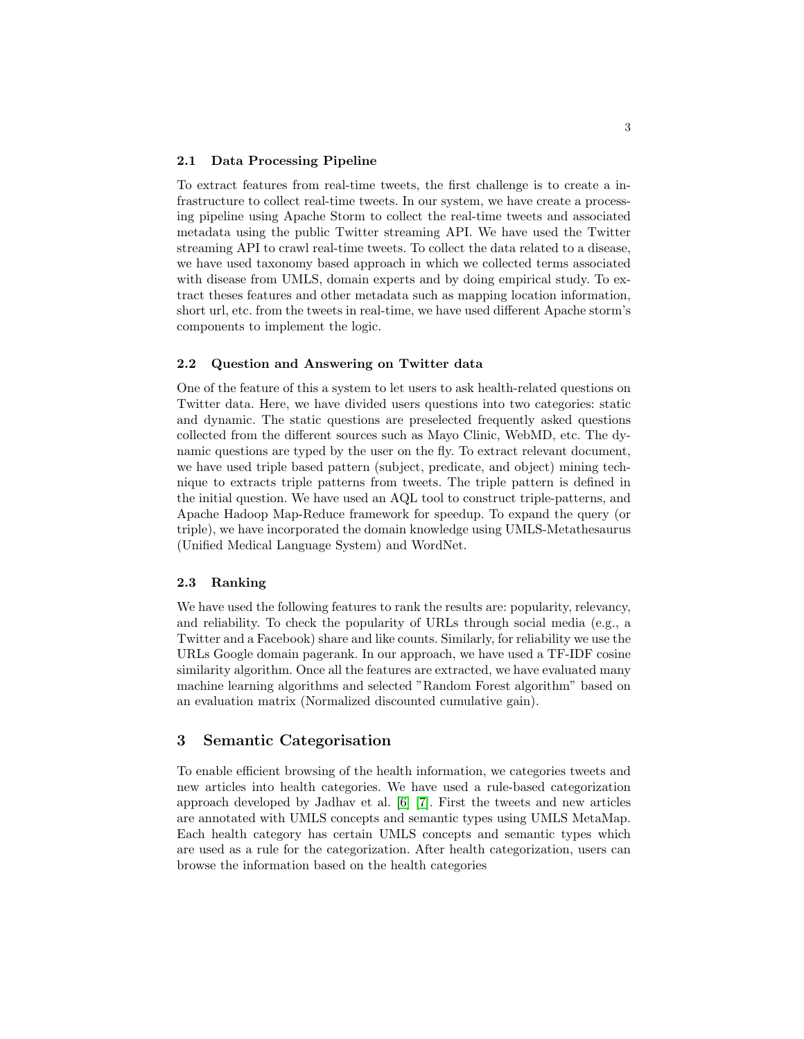### 2.1 Data Processing Pipeline

To extract features from real-time tweets, the first challenge is to create a infrastructure to collect real-time tweets. In our system, we have create a processing pipeline using Apache Storm to collect the real-time tweets and associated metadata using the public Twitter streaming API. We have used the Twitter streaming API to crawl real-time tweets. To collect the data related to a disease, we have used taxonomy based approach in which we collected terms associated with disease from UMLS, domain experts and by doing empirical study. To extract theses features and other metadata such as mapping location information, short url, etc. from the tweets in real-time, we have used different Apache storm's components to implement the logic.

### 2.2 Question and Answering on Twitter data

One of the feature of this a system to let users to ask health-related questions on Twitter data. Here, we have divided users questions into two categories: static and dynamic. The static questions are preselected frequently asked questions collected from the different sources such as Mayo Clinic, WebMD, etc. The dynamic questions are typed by the user on the fly. To extract relevant document, we have used triple based pattern (subject, predicate, and object) mining technique to extracts triple patterns from tweets. The triple pattern is defined in the initial question. We have used an AQL tool to construct triple-patterns, and Apache Hadoop Map-Reduce framework for speedup. To expand the query (or triple), we have incorporated the domain knowledge using UMLS-Metathesaurus (Unified Medical Language System) and WordNet.

### 2.3 Ranking

We have used the following features to rank the results are: popularity, relevancy, and reliability. To check the popularity of URLs through social media (e.g., a Twitter and a Facebook) share and like counts. Similarly, for reliability we use the URLs Google domain pagerank. In our approach, we have used a TF-IDF cosine similarity algorithm. Once all the features are extracted, we have evaluated many machine learning algorithms and selected "Random Forest algorithm" based on an evaluation matrix (Normalized discounted cumulative gain).

## 3 Semantic Categorisation

To enable efficient browsing of the health information, we categories tweets and new articles into health categories. We have used a rule-based categorization approach developed by Jadhav et al. [6] [7]. First the tweets and new articles are annotated with UMLS concepts and semantic types using UMLS MetaMap. Each health category has certain UMLS concepts and semantic types which are used as a rule for the categorization. After health categorization, users can browse the information based on the health categories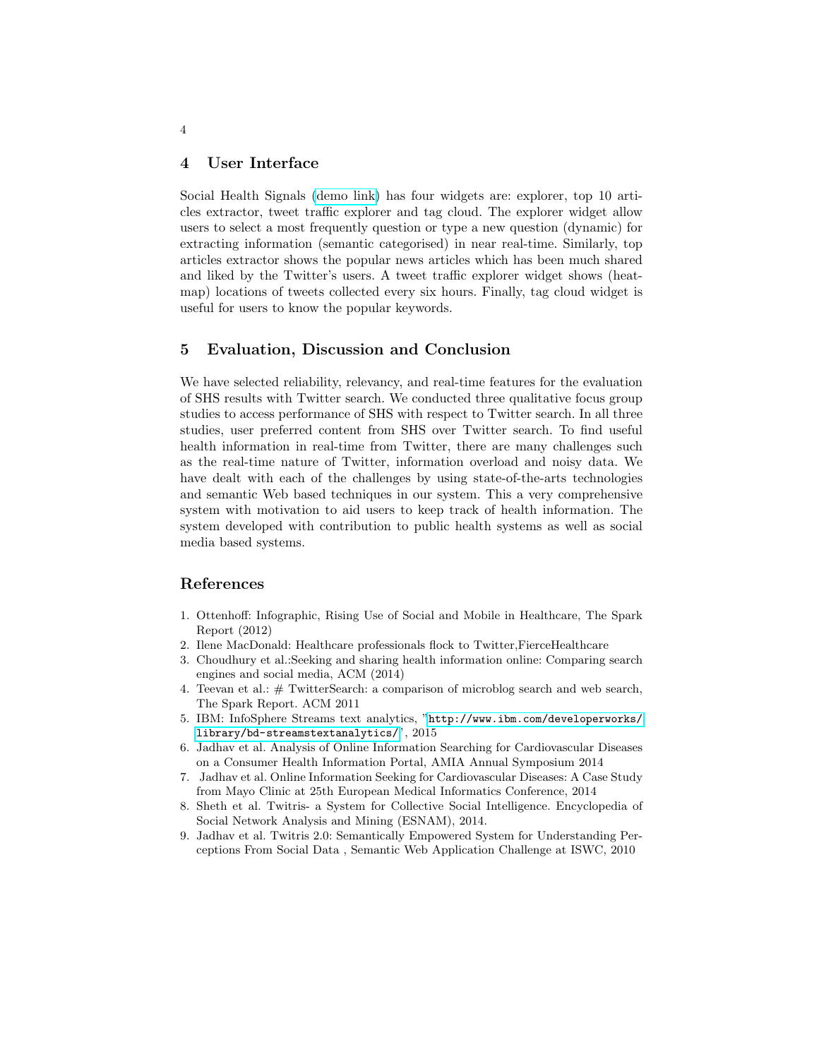## 4 User Interface

Social Health Signals (demo link) has four widgets are: explorer, top 10 articles extractor, tweet traffic explorer and tag cloud. The explorer widget allow users to select a most frequently question or type a new question (dynamic) for extracting information (semantic categorised) in near real-time. Similarly, top articles extractor shows the popular news articles which has been much shared and liked by the Twitter's users. A tweet traffic explorer widget shows (heatmap) locations of tweets collected every six hours. Finally, tag cloud widget is useful for users to know the popular keywords.

## 5 Evaluation, Discussion and Conclusion

We have selected reliability, relevancy, and real-time features for the evaluation of SHS results with Twitter search. We conducted three qualitative focus group studies to access performance of SHS with respect to Twitter search. In all three studies, user preferred content from SHS over Twitter search. To find useful health information in real-time from Twitter, there are many challenges such as the real-time nature of Twitter, information overload and noisy data. We have dealt with each of the challenges by using state-of-the-arts technologies and semantic Web based techniques in our system. This a very comprehensive system with motivation to aid users to keep track of health information. The system developed with contribution to public health systems as well as social media based systems.

## References

1. Ottenhoff: Infographic, Rising Use of Social and Mobile in Healthcare, The Spark Report (2012)
2. Ilene MacDonald: Healthcare professionals flock to Twitter,FierceHealthcare
3. Choudhury et al.:Seeking and sharing health information online: Comparing search engines and social media, ACM (2014)
4. Teevan et al.: # TwitterSearch: a comparison of microblog search and web search, The Spark Report. ACM 2011
5. IBM: InfoSphere Streams text analytics, "http://www.ibm.com/developerworks/library/bd-streamstextanalytics/", 2015
6. Jadhav et al. Analysis of Online Information Searching for Cardiovascular Diseases on a Consumer Health Information Portal, AMIA Annual Symposium 2014
7. Jadhav et al. Online Information Seeking for Cardiovascular Diseases: A Case Study from Mayo Clinic at 25th European Medical Informatics Conference, 2014
8. Sheth et al. Twitris- a System for Collective Social Intelligence. Encyclopedia of Social Network Analysis and Mining (ESNAM), 2014.
9. Jadhav et al. Twitris 2.0: Semantically Empowered System for Understanding Perceptions From Social Data , Semantic Web Application Challenge at ISWC, 2010